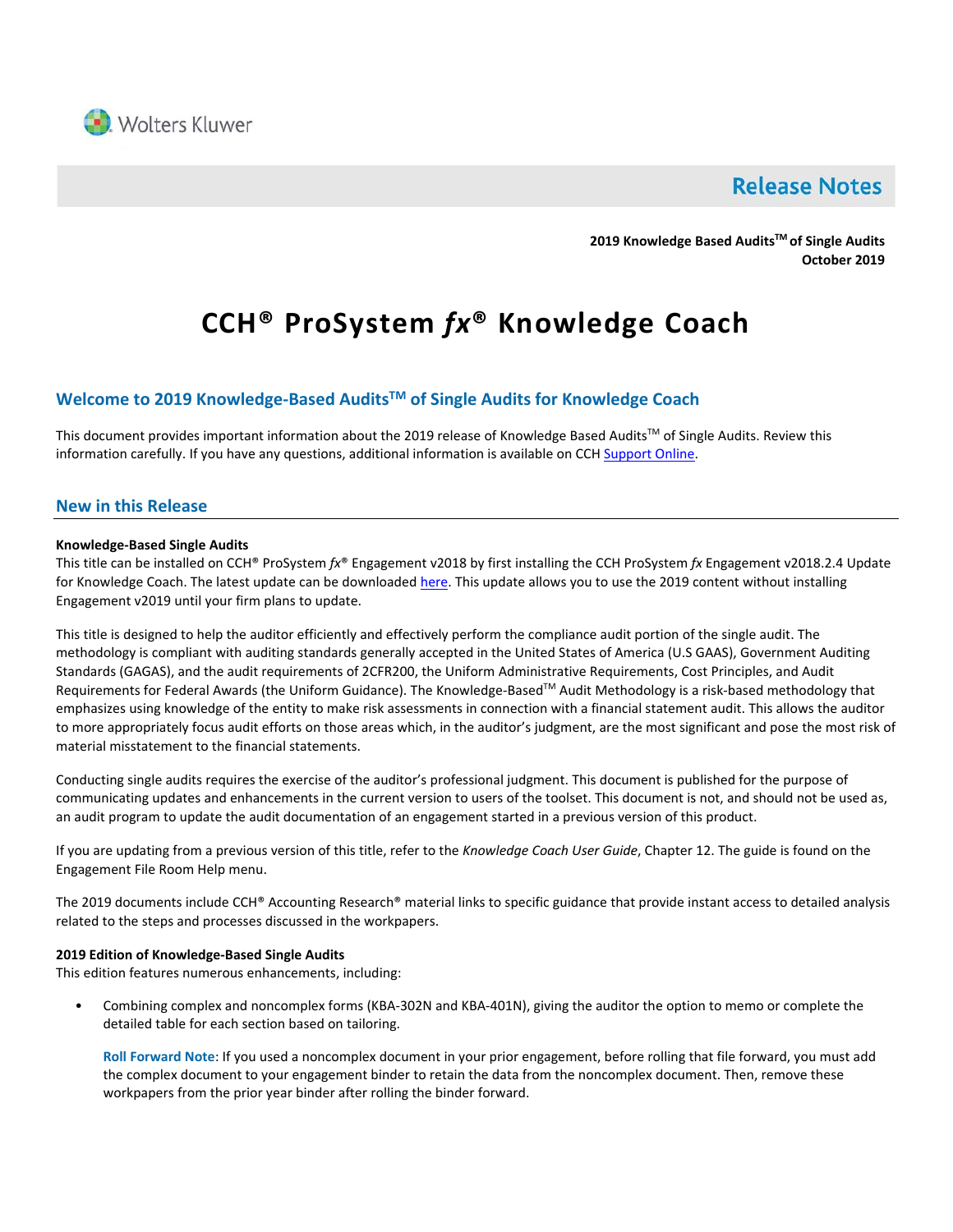Wolters Kluwer

# Release Notes

**2019 Knowledge Based Audits™ of Single Audits**
**October 2019**

# CCH® ProSystem *fx*® Knowledge Coach

## Welcome to 2019 Knowledge-Based Audits™ of Single Audits for Knowledge Coach

This document provides important information about the 2019 release of Knowledge Based Audits™ of Single Audits. Review this information carefully. If you have any questions, additional information is available on CCH Support Online.

## New in this Release

**Knowledge-Based Single Audits**

This title can be installed on CCH® ProSystem *fx*® Engagement v2018 by first installing the CCH ProSystem *fx* Engagement v2018.2.4 Update for Knowledge Coach. The latest update can be downloaded here. This update allows you to use the 2019 content without installing Engagement v2019 until your firm plans to update.

This title is designed to help the auditor efficiently and effectively perform the compliance audit portion of the single audit. The methodology is compliant with auditing standards generally accepted in the United States of America (U.S GAAS), Government Auditing Standards (GAGAS), and the audit requirements of 2CFR200, the Uniform Administrative Requirements, Cost Principles, and Audit Requirements for Federal Awards (the Uniform Guidance). The Knowledge-Based™ Audit Methodology is a risk-based methodology that emphasizes using knowledge of the entity to make risk assessments in connection with a financial statement audit. This allows the auditor to more appropriately focus audit efforts on those areas which, in the auditor's judgment, are the most significant and pose the most risk of material misstatement to the financial statements.

Conducting single audits requires the exercise of the auditor's professional judgment. This document is published for the purpose of communicating updates and enhancements in the current version to users of the toolset. This document is not, and should not be used as, an audit program to update the audit documentation of an engagement started in a previous version of this product.

If you are updating from a previous version of this title, refer to the *Knowledge Coach User Guide*, Chapter 12. The guide is found on the Engagement File Room Help menu.

The 2019 documents include CCH® Accounting Research® material links to specific guidance that provide instant access to detailed analysis related to the steps and processes discussed in the workpapers.

**2019 Edition of Knowledge-Based Single Audits**

This edition features numerous enhancements, including:

- Combining complex and noncomplex forms (KBA-302N and KBA-401N), giving the auditor the option to memo or complete the detailed table for each section based on tailoring.

  **Roll Forward Note**: If you used a noncomplex document in your prior engagement, before rolling that file forward, you must add the complex document to your engagement binder to retain the data from the noncomplex document. Then, remove these workpapers from the prior year binder after rolling the binder forward.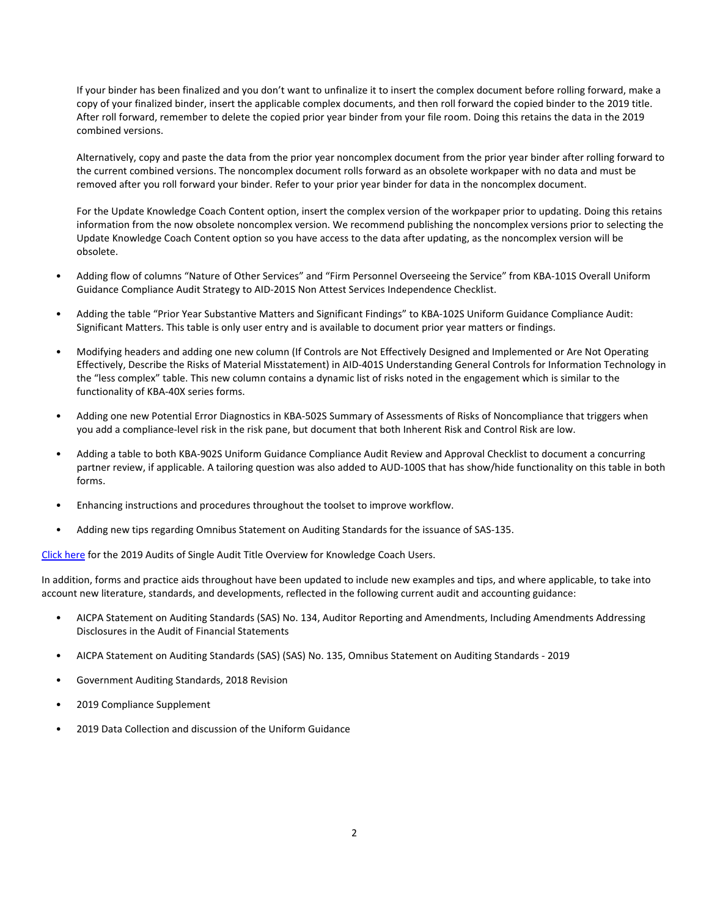If your binder has been finalized and you don't want to unfinalize it to insert the complex document before rolling forward, make a copy of your finalized binder, insert the applicable complex documents, and then roll forward the copied binder to the 2019 title. After roll forward, remember to delete the copied prior year binder from your file room. Doing this retains the data in the 2019 combined versions.

Alternatively, copy and paste the data from the prior year noncomplex document from the prior year binder after rolling forward to the current combined versions. The noncomplex document rolls forward as an obsolete workpaper with no data and must be removed after you roll forward your binder. Refer to your prior year binder for data in the noncomplex document.

For the Update Knowledge Coach Content option, insert the complex version of the workpaper prior to updating. Doing this retains information from the now obsolete noncomplex version. We recommend publishing the noncomplex versions prior to selecting the Update Knowledge Coach Content option so you have access to the data after updating, as the noncomplex version will be obsolete.

- Adding flow of columns "Nature of Other Services" and "Firm Personnel Overseeing the Service" from KBA-101S Overall Uniform Guidance Compliance Audit Strategy to AID-201S Non Attest Services Independence Checklist.
- Adding the table "Prior Year Substantive Matters and Significant Findings" to KBA-102S Uniform Guidance Compliance Audit: Significant Matters. This table is only user entry and is available to document prior year matters or findings.
- Modifying headers and adding one new column (If Controls are Not Effectively Designed and Implemented or Are Not Operating Effectively, Describe the Risks of Material Misstatement) in AID-401S Understanding General Controls for Information Technology in the "less complex" table. This new column contains a dynamic list of risks noted in the engagement which is similar to the functionality of KBA-40X series forms.
- Adding one new Potential Error Diagnostics in KBA-502S Summary of Assessments of Risks of Noncompliance that triggers when you add a compliance-level risk in the risk pane, but document that both Inherent Risk and Control Risk are low.
- Adding a table to both KBA-902S Uniform Guidance Compliance Audit Review and Approval Checklist to document a concurring partner review, if applicable. A tailoring question was also added to AUD-100S that has show/hide functionality on this table in both forms.
- Enhancing instructions and procedures throughout the toolset to improve workflow.
- Adding new tips regarding Omnibus Statement on Auditing Standards for the issuance of SAS-135.

Click here for the 2019 Audits of Single Audit Title Overview for Knowledge Coach Users.

In addition, forms and practice aids throughout have been updated to include new examples and tips, and where applicable, to take into account new literature, standards, and developments, reflected in the following current audit and accounting guidance:

- AICPA Statement on Auditing Standards (SAS) No. 134, Auditor Reporting and Amendments, Including Amendments Addressing Disclosures in the Audit of Financial Statements
- AICPA Statement on Auditing Standards (SAS) (SAS) No. 135, Omnibus Statement on Auditing Standards - 2019
- Government Auditing Standards, 2018 Revision
- 2019 Compliance Supplement
- 2019 Data Collection and discussion of the Uniform Guidance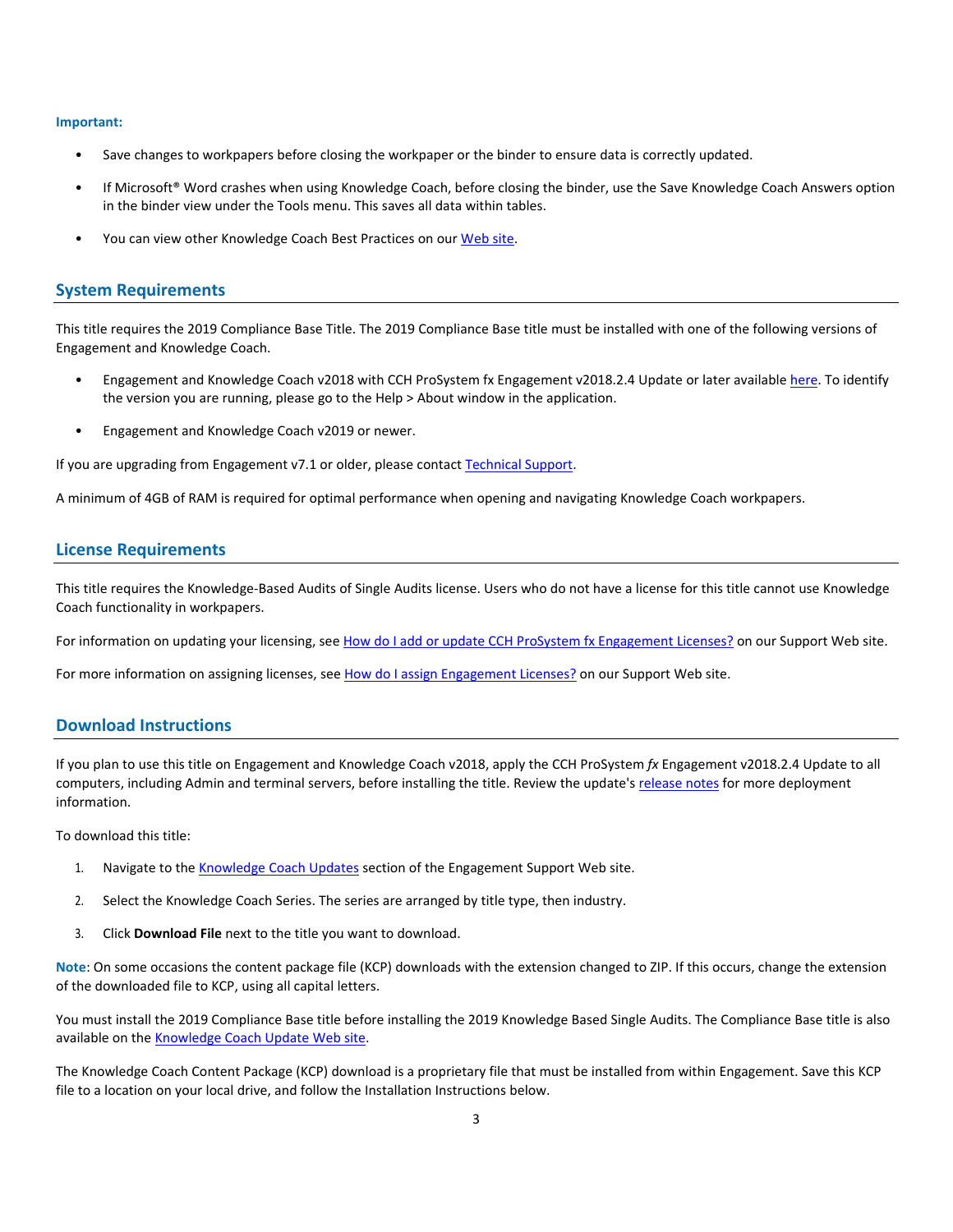**Important:**

- Save changes to workpapers before closing the workpaper or the binder to ensure data is correctly updated.
- If Microsoft® Word crashes when using Knowledge Coach, before closing the binder, use the Save Knowledge Coach Answers option in the binder view under the Tools menu. This saves all data within tables.
- You can view other Knowledge Coach Best Practices on our Web site.

## System Requirements

This title requires the 2019 Compliance Base Title. The 2019 Compliance Base title must be installed with one of the following versions of Engagement and Knowledge Coach.

- Engagement and Knowledge Coach v2018 with CCH ProSystem fx Engagement v2018.2.4 Update or later available here. To identify the version you are running, please go to the Help > About window in the application.
- Engagement and Knowledge Coach v2019 or newer.

If you are upgrading from Engagement v7.1 or older, please contact Technical Support.

A minimum of 4GB of RAM is required for optimal performance when opening and navigating Knowledge Coach workpapers.

## License Requirements

This title requires the Knowledge-Based Audits of Single Audits license. Users who do not have a license for this title cannot use Knowledge Coach functionality in workpapers.

For information on updating your licensing, see How do I add or update CCH ProSystem fx Engagement Licenses? on our Support Web site.

For more information on assigning licenses, see How do I assign Engagement Licenses? on our Support Web site.

## Download Instructions

If you plan to use this title on Engagement and Knowledge Coach v2018, apply the CCH ProSystem *fx* Engagement v2018.2.4 Update to all computers, including Admin and terminal servers, before installing the title. Review the update's release notes for more deployment information.

To download this title:

1. Navigate to the Knowledge Coach Updates section of the Engagement Support Web site.
2. Select the Knowledge Coach Series. The series are arranged by title type, then industry.
3. Click **Download File** next to the title you want to download.

**Note**: On some occasions the content package file (KCP) downloads with the extension changed to ZIP. If this occurs, change the extension of the downloaded file to KCP, using all capital letters.

You must install the 2019 Compliance Base title before installing the 2019 Knowledge Based Single Audits. The Compliance Base title is also available on the Knowledge Coach Update Web site.

The Knowledge Coach Content Package (KCP) download is a proprietary file that must be installed from within Engagement. Save this KCP file to a location on your local drive, and follow the Installation Instructions below.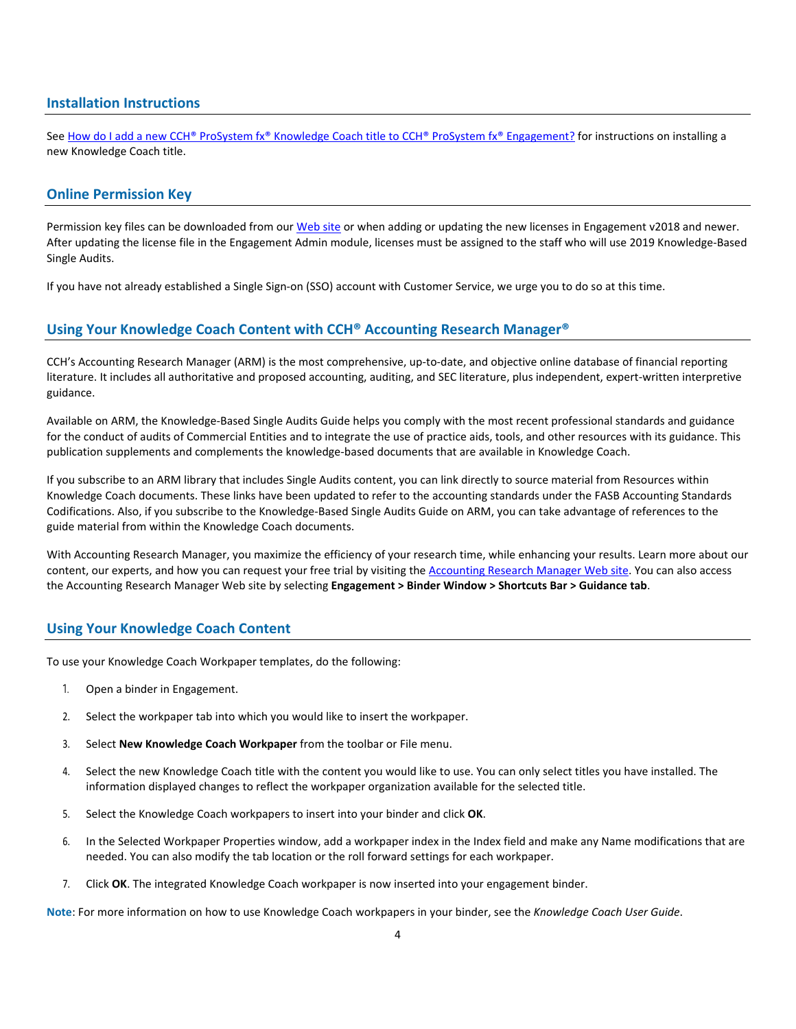## Installation Instructions

See [How do I add a new CCH® ProSystem fx® Knowledge Coach title to CCH® ProSystem fx® Engagement?]() for instructions on installing a new Knowledge Coach title.

## Online Permission Key

Permission key files can be downloaded from our [Web site]() or when adding or updating the new licenses in Engagement v2018 and newer. After updating the license file in the Engagement Admin module, licenses must be assigned to the staff who will use 2019 Knowledge-Based Single Audits.

If you have not already established a Single Sign-on (SSO) account with Customer Service, we urge you to do so at this time.

## Using Your Knowledge Coach Content with CCH® Accounting Research Manager®

CCH's Accounting Research Manager (ARM) is the most comprehensive, up-to-date, and objective online database of financial reporting literature. It includes all authoritative and proposed accounting, auditing, and SEC literature, plus independent, expert-written interpretive guidance.

Available on ARM, the Knowledge-Based Single Audits Guide helps you comply with the most recent professional standards and guidance for the conduct of audits of Commercial Entities and to integrate the use of practice aids, tools, and other resources with its guidance. This publication supplements and complements the knowledge-based documents that are available in Knowledge Coach.

If you subscribe to an ARM library that includes Single Audits content, you can link directly to source material from Resources within Knowledge Coach documents. These links have been updated to refer to the accounting standards under the FASB Accounting Standards Codifications. Also, if you subscribe to the Knowledge-Based Single Audits Guide on ARM, you can take advantage of references to the guide material from within the Knowledge Coach documents.

With Accounting Research Manager, you maximize the efficiency of your research time, while enhancing your results. Learn more about our content, our experts, and how you can request your free trial by visiting the [Accounting Research Manager Web site](). You can also access the Accounting Research Manager Web site by selecting **Engagement > Binder Window > Shortcuts Bar > Guidance tab**.

## Using Your Knowledge Coach Content

To use your Knowledge Coach Workpaper templates, do the following:

1. Open a binder in Engagement.
2. Select the workpaper tab into which you would like to insert the workpaper.
3. Select **New Knowledge Coach Workpaper** from the toolbar or File menu.
4. Select the new Knowledge Coach title with the content you would like to use. You can only select titles you have installed. The information displayed changes to reflect the workpaper organization available for the selected title.
5. Select the Knowledge Coach workpapers to insert into your binder and click **OK**.
6. In the Selected Workpaper Properties window, add a workpaper index in the Index field and make any Name modifications that are needed. You can also modify the tab location or the roll forward settings for each workpaper.
7. Click **OK**. The integrated Knowledge Coach workpaper is now inserted into your engagement binder.

**Note**: For more information on how to use Knowledge Coach workpapers in your binder, see the *Knowledge Coach User Guide*.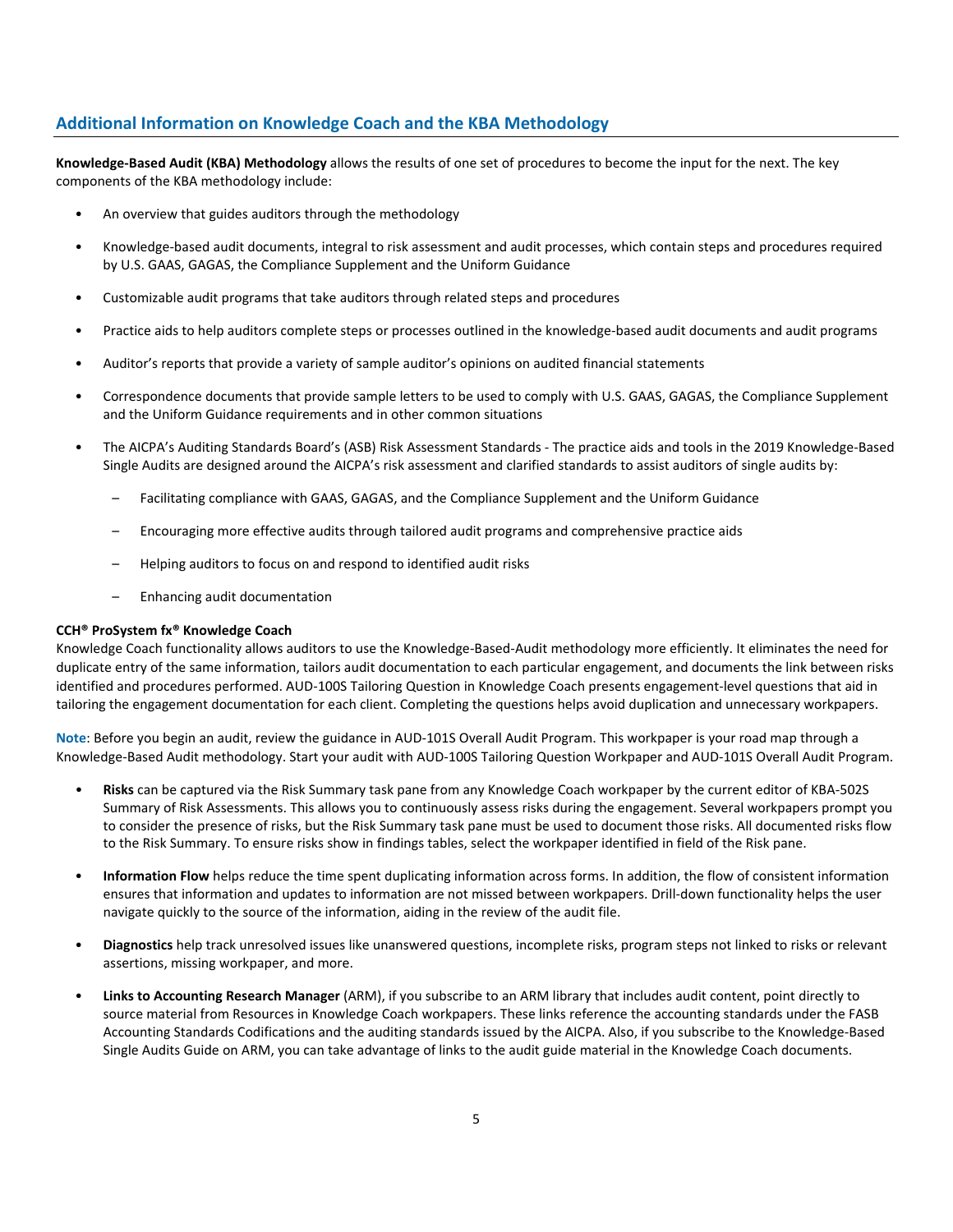## Additional Information on Knowledge Coach and the KBA Methodology

**Knowledge-Based Audit (KBA) Methodology** allows the results of one set of procedures to become the input for the next. The key components of the KBA methodology include:

- An overview that guides auditors through the methodology
- Knowledge-based audit documents, integral to risk assessment and audit processes, which contain steps and procedures required by U.S. GAAS, GAGAS, the Compliance Supplement and the Uniform Guidance
- Customizable audit programs that take auditors through related steps and procedures
- Practice aids to help auditors complete steps or processes outlined in the knowledge-based audit documents and audit programs
- Auditor's reports that provide a variety of sample auditor's opinions on audited financial statements
- Correspondence documents that provide sample letters to be used to comply with U.S. GAAS, GAGAS, the Compliance Supplement and the Uniform Guidance requirements and in other common situations
- The AICPA's Auditing Standards Board's (ASB) Risk Assessment Standards - The practice aids and tools in the 2019 Knowledge-Based Single Audits are designed around the AICPA's risk assessment and clarified standards to assist auditors of single audits by:
  - Facilitating compliance with GAAS, GAGAS, and the Compliance Supplement and the Uniform Guidance
  - Encouraging more effective audits through tailored audit programs and comprehensive practice aids
  - Helping auditors to focus on and respond to identified audit risks
  - Enhancing audit documentation

**CCH® ProSystem fx® Knowledge Coach**
Knowledge Coach functionality allows auditors to use the Knowledge-Based-Audit methodology more efficiently. It eliminates the need for duplicate entry of the same information, tailors audit documentation to each particular engagement, and documents the link between risks identified and procedures performed. AUD-100S Tailoring Question in Knowledge Coach presents engagement-level questions that aid in tailoring the engagement documentation for each client. Completing the questions helps avoid duplication and unnecessary workpapers.

**Note**: Before you begin an audit, review the guidance in AUD-101S Overall Audit Program. This workpaper is your road map through a Knowledge-Based Audit methodology. Start your audit with AUD-100S Tailoring Question Workpaper and AUD-101S Overall Audit Program.

- **Risks** can be captured via the Risk Summary task pane from any Knowledge Coach workpaper by the current editor of KBA-502S Summary of Risk Assessments. This allows you to continuously assess risks during the engagement. Several workpapers prompt you to consider the presence of risks, but the Risk Summary task pane must be used to document those risks. All documented risks flow to the Risk Summary. To ensure risks show in findings tables, select the workpaper identified in field of the Risk pane.
- **Information Flow** helps reduce the time spent duplicating information across forms. In addition, the flow of consistent information ensures that information and updates to information are not missed between workpapers. Drill-down functionality helps the user navigate quickly to the source of the information, aiding in the review of the audit file.
- **Diagnostics** help track unresolved issues like unanswered questions, incomplete risks, program steps not linked to risks or relevant assertions, missing workpaper, and more.
- **Links to Accounting Research Manager** (ARM), if you subscribe to an ARM library that includes audit content, point directly to source material from Resources in Knowledge Coach workpapers. These links reference the accounting standards under the FASB Accounting Standards Codifications and the auditing standards issued by the AICPA. Also, if you subscribe to the Knowledge-Based Single Audits Guide on ARM, you can take advantage of links to the audit guide material in the Knowledge Coach documents.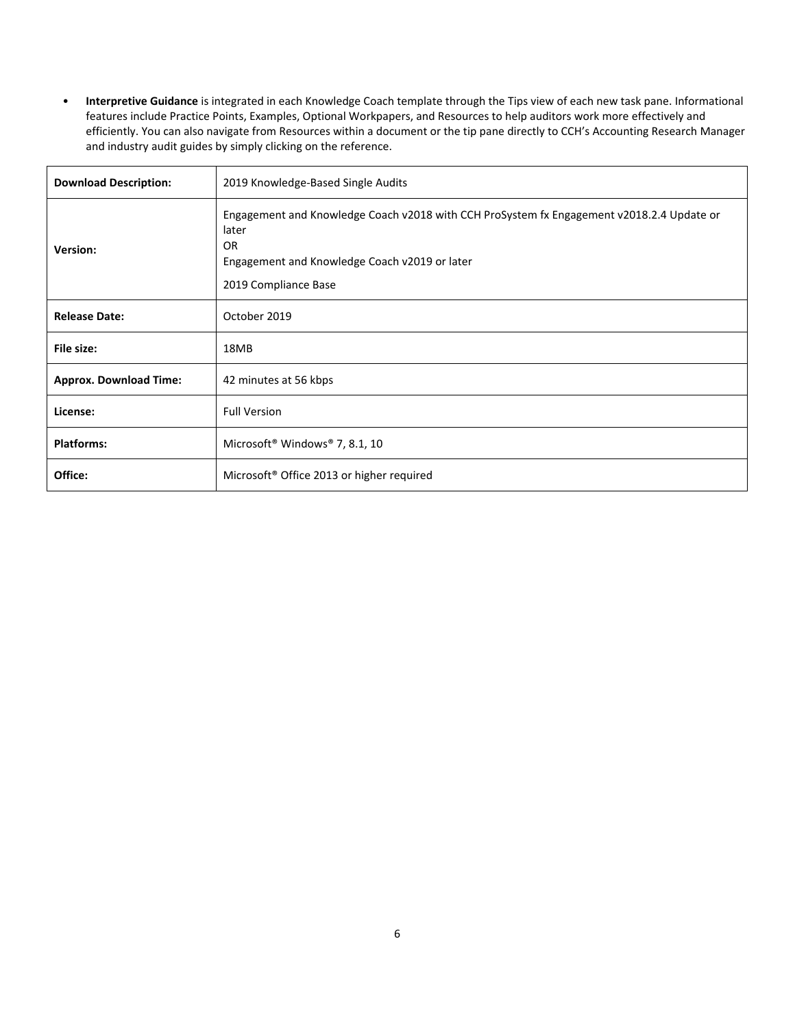- **Interpretive Guidance** is integrated in each Knowledge Coach template through the Tips view of each new task pane. Informational features include Practice Points, Examples, Optional Workpapers, and Resources to help auditors work more effectively and efficiently. You can also navigate from Resources within a document or the tip pane directly to CCH's Accounting Research Manager and industry audit guides by simply clicking on the reference.

| | |
|---|---|
| **Download Description:** | 2019 Knowledge-Based Single Audits |
| **Version:** | Engagement and Knowledge Coach v2018 with CCH ProSystem fx Engagement v2018.2.4 Update or later<br>OR<br>Engagement and Knowledge Coach v2019 or later<br>2019 Compliance Base |
| **Release Date:** | October 2019 |
| **File size:** | 18MB |
| **Approx. Download Time:** | 42 minutes at 56 kbps |
| **License:** | Full Version |
| **Platforms:** | Microsoft® Windows® 7, 8.1, 10 |
| **Office:** | Microsoft® Office 2013 or higher required |